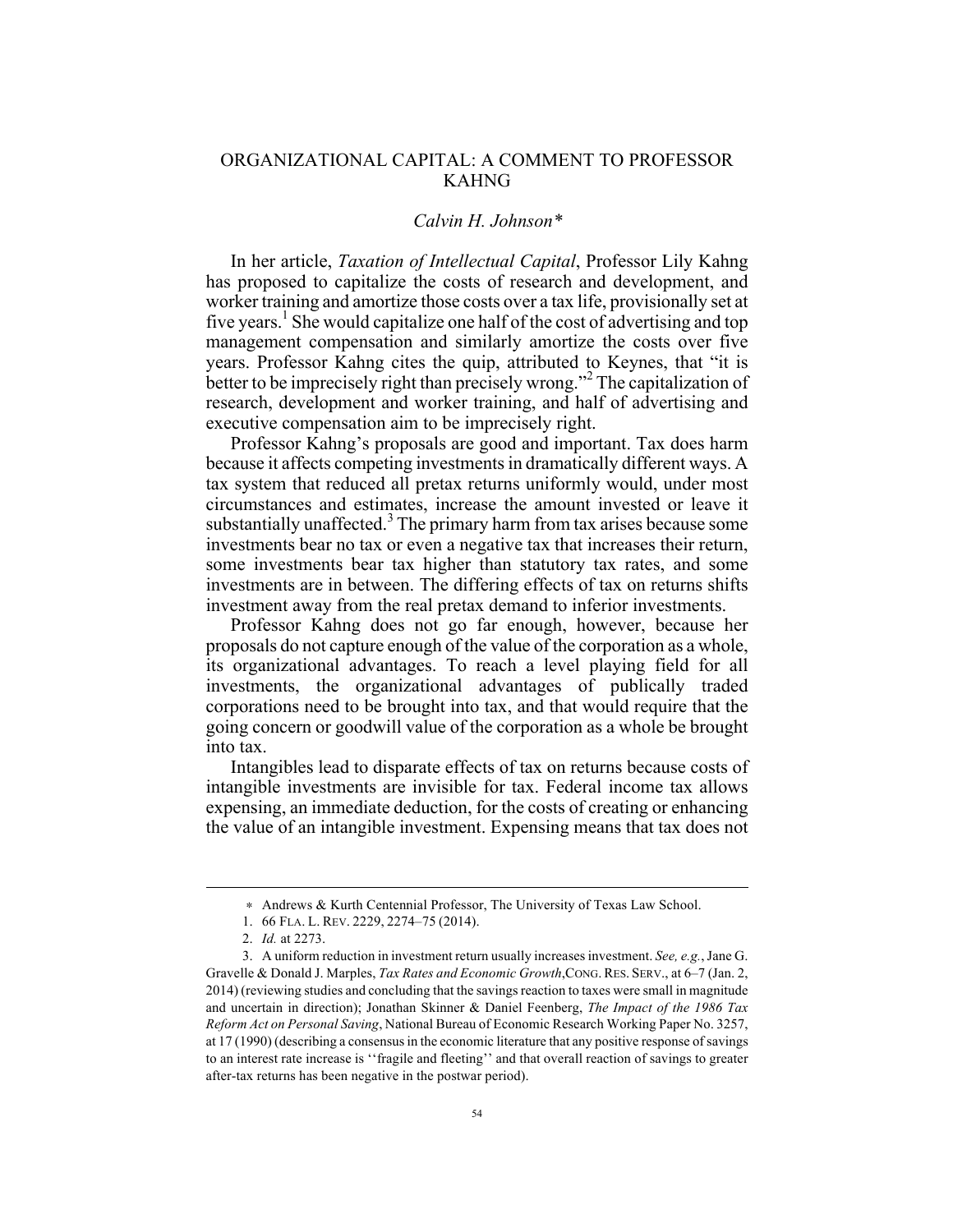# ORGANIZATIONAL CAPITAL: A COMMENT TO PROFESSOR KAHNG

*Calvin H. Johnson\**

In her article, *Taxation of Intellectual Capital*, Professor Lily Kahng has proposed to capitalize the costs of research and development, and worker training and amortize those costs over a tax life, provisionally set at five years.[1] She would capitalize one half of the cost of advertising and top management compensation and similarly amortize the costs over five years. Professor Kahng cites the quip, attributed to Keynes, that "it is better to be imprecisely right than precisely wrong."[2] The capitalization of research, development and worker training, and half of advertising and executive compensation aim to be imprecisely right.

Professor Kahng's proposals are good and important. Tax does harm because it affects competing investments in dramatically different ways. A tax system that reduced all pretax returns uniformly would, under most circumstances and estimates, increase the amount invested or leave it substantially unaffected.[3] The primary harm from tax arises because some investments bear no tax or even a negative tax that increases their return, some investments bear tax higher than statutory tax rates, and some investments are in between. The differing effects of tax on returns shifts investment away from the real pretax demand to inferior investments.

Professor Kahng does not go far enough, however, because her proposals do not capture enough of the value of the corporation as a whole, its organizational advantages. To reach a level playing field for all investments, the organizational advantages of publically traded corporations need to be brought into tax, and that would require that the going concern or goodwill value of the corporation as a whole be brought into tax.

Intangibles lead to disparate effects of tax on returns because costs of intangible investments are invisible for tax. Federal income tax allows expensing, an immediate deduction, for the costs of creating or enhancing the value of an intangible investment. Expensing means that tax does not

---

\* Andrews & Kurth Centennial Professor, The University of Texas Law School.

1. 66 FLA. L. REV. 2229, 2274–75 (2014).

2. *Id.* at 2273.

3. A uniform reduction in investment return usually increases investment. *See, e.g.*, Jane G. Gravelle & Donald J. Marples, *Tax Rates and Economic Growth*, CONG. RES. SERV., at 6–7 (Jan. 2, 2014) (reviewing studies and concluding that the savings reaction to taxes were small in magnitude and uncertain in direction); Jonathan Skinner & Daniel Feenberg, *The Impact of the 1986 Tax Reform Act on Personal Saving*, National Bureau of Economic Research Working Paper No. 3257, at 17 (1990) (describing a consensus in the economic literature that any positive response of savings to an interest rate increase is ''fragile and fleeting'' and that overall reaction of savings to greater after-tax returns has been negative in the postwar period).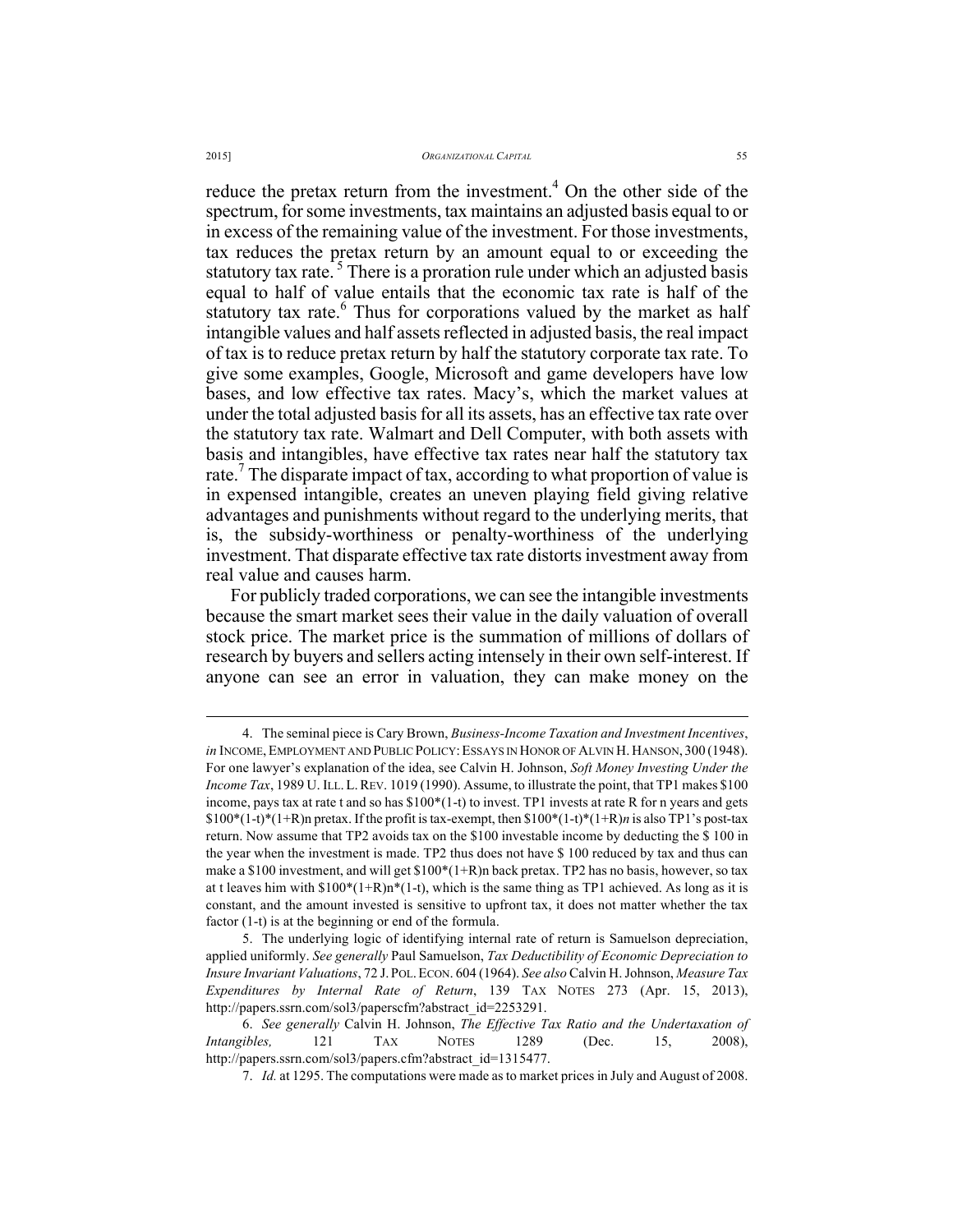reduce the pretax return from the investment.[4] On the other side of the spectrum, for some investments, tax maintains an adjusted basis equal to or in excess of the remaining value of the investment. For those investments, tax reduces the pretax return by an amount equal to or exceeding the statutory tax rate.[5] There is a proration rule under which an adjusted basis equal to half of value entails that the economic tax rate is half of the statutory tax rate.[6] Thus for corporations valued by the market as half intangible values and half assets reflected in adjusted basis, the real impact of tax is to reduce pretax return by half the statutory corporate tax rate. To give some examples, Google, Microsoft and game developers have low bases, and low effective tax rates. Macy's, which the market values at under the total adjusted basis for all its assets, has an effective tax rate over the statutory tax rate. Walmart and Dell Computer, with both assets with basis and intangibles, have effective tax rates near half the statutory tax rate.[7] The disparate impact of tax, according to what proportion of value is in expensed intangible, creates an uneven playing field giving relative advantages and punishments without regard to the underlying merits, that is, the subsidy-worthiness or penalty-worthiness of the underlying investment. That disparate effective tax rate distorts investment away from real value and causes harm.

For publicly traded corporations, we can see the intangible investments because the smart market sees their value in the daily valuation of overall stock price. The market price is the summation of millions of dollars of research by buyers and sellers acting intensely in their own self-interest. If anyone can see an error in valuation, they can make money on the

---

4. The seminal piece is Cary Brown, *Business-Income Taxation and Investment Incentives*, *in* INCOME, EMPLOYMENT AND PUBLIC POLICY: ESSAYS IN HONOR OF ALVIN H. HANSON, 300 (1948). For one lawyer's explanation of the idea, see Calvin H. Johnson, *Soft Money Investing Under the Income Tax*, 1989 U. ILL. L. REV. 1019 (1990). Assume, to illustrate the point, that TP1 makes $100 income, pays tax at rate t and so has $100*(1-t) to invest. TP1 invests at rate R for n years and gets $100*(1-t)*(1+R)n pretax. If the profit is tax-exempt, then $100*(1-t)*(1+R)*n* is also TP1's post-tax return. Now assume that TP2 avoids tax on the $100 investable income by deducting the $ 100 in the year when the investment is made. TP2 thus does not have $ 100 reduced by tax and thus can make a $100 investment, and will get $100*(1+R)n back pretax. TP2 has no basis, however, so tax at t leaves him with $100*(1+R)n*(1-t), which is the same thing as TP1 achieved. As long as it is constant, and the amount invested is sensitive to upfront tax, it does not matter whether the tax factor (1-t) is at the beginning or end of the formula.

5. The underlying logic of identifying internal rate of return is Samuelson depreciation, applied uniformly. *See generally* Paul Samuelson, *Tax Deductibility of Economic Depreciation to Insure Invariant Valuations*, 72 J. POL. ECON. 604 (1964). *See also* Calvin H. Johnson, *Measure Tax Expenditures by Internal Rate of Return*, 139 TAX NOTES 273 (Apr. 15, 2013), http://papers.ssrn.com/sol3/paperscfm?abstract_id=2253291.

6. *See generally* Calvin H. Johnson, *The Effective Tax Ratio and the Undertaxation of Intangibles,* 121 TAX NOTES 1289 (Dec. 15, 2008), http://papers.ssrn.com/sol3/papers.cfm?abstract_id=1315477.

7. *Id.* at 1295. The computations were made as to market prices in July and August of 2008.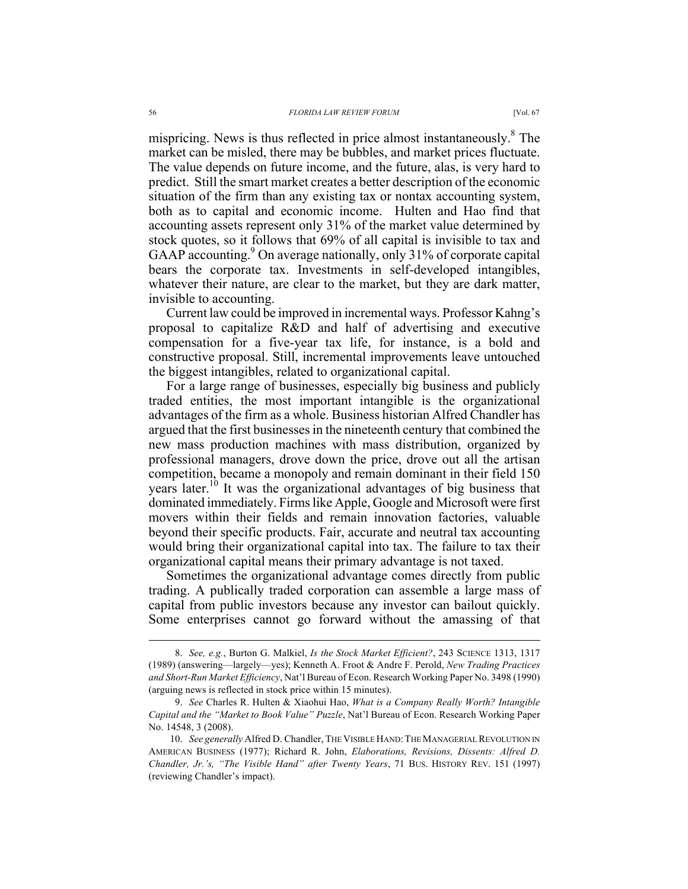mispricing. News is thus reflected in price almost instantaneously.[8] The market can be misled, there may be bubbles, and market prices fluctuate. The value depends on future income, and the future, alas, is very hard to predict. Still the smart market creates a better description of the economic situation of the firm than any existing tax or nontax accounting system, both as to capital and economic income. Hulten and Hao find that accounting assets represent only 31% of the market value determined by stock quotes, so it follows that 69% of all capital is invisible to tax and GAAP accounting.[9] On average nationally, only 31% of corporate capital bears the corporate tax. Investments in self-developed intangibles, whatever their nature, are clear to the market, but they are dark matter, invisible to accounting.

Current law could be improved in incremental ways. Professor Kahng's proposal to capitalize R&D and half of advertising and executive compensation for a five-year tax life, for instance, is a bold and constructive proposal. Still, incremental improvements leave untouched the biggest intangibles, related to organizational capital.

For a large range of businesses, especially big business and publicly traded entities, the most important intangible is the organizational advantages of the firm as a whole. Business historian Alfred Chandler has argued that the first businesses in the nineteenth century that combined the new mass production machines with mass distribution, organized by professional managers, drove down the price, drove out all the artisan competition, became a monopoly and remain dominant in their field 150 years later.[10] It was the organizational advantages of big business that dominated immediately. Firms like Apple, Google and Microsoft were first movers within their fields and remain innovation factories, valuable beyond their specific products. Fair, accurate and neutral tax accounting would bring their organizational capital into tax. The failure to tax their organizational capital means their primary advantage is not taxed.

Sometimes the organizational advantage comes directly from public trading. A publically traded corporation can assemble a large mass of capital from public investors because any investor can bailout quickly. Some enterprises cannot go forward without the amassing of that

---

8. *See, e.g.*, Burton G. Malkiel, *Is the Stock Market Efficient?*, 243 SCIENCE 1313, 1317 (1989) (answering—largely—yes); Kenneth A. Froot & Andre F. Perold, *New Trading Practices and Short-Run Market Efficiency*, Nat'l Bureau of Econ. Research Working Paper No. 3498 (1990) (arguing news is reflected in stock price within 15 minutes).

9. *See* Charles R. Hulten & Xiaohui Hao, *What is a Company Really Worth? Intangible Capital and the "Market to Book Value" Puzzle*, Nat'l Bureau of Econ. Research Working Paper No. 14548, 3 (2008).

10. *See generally* Alfred D. Chandler, THE VISIBLE HAND: THE MANAGERIAL REVOLUTION IN AMERICAN BUSINESS (1977); Richard R. John, *Elaborations, Revisions, Dissents: Alfred D. Chandler, Jr.'s, "The Visible Hand" after Twenty Years*, 71 BUS. HISTORY REV. 151 (1997) (reviewing Chandler's impact).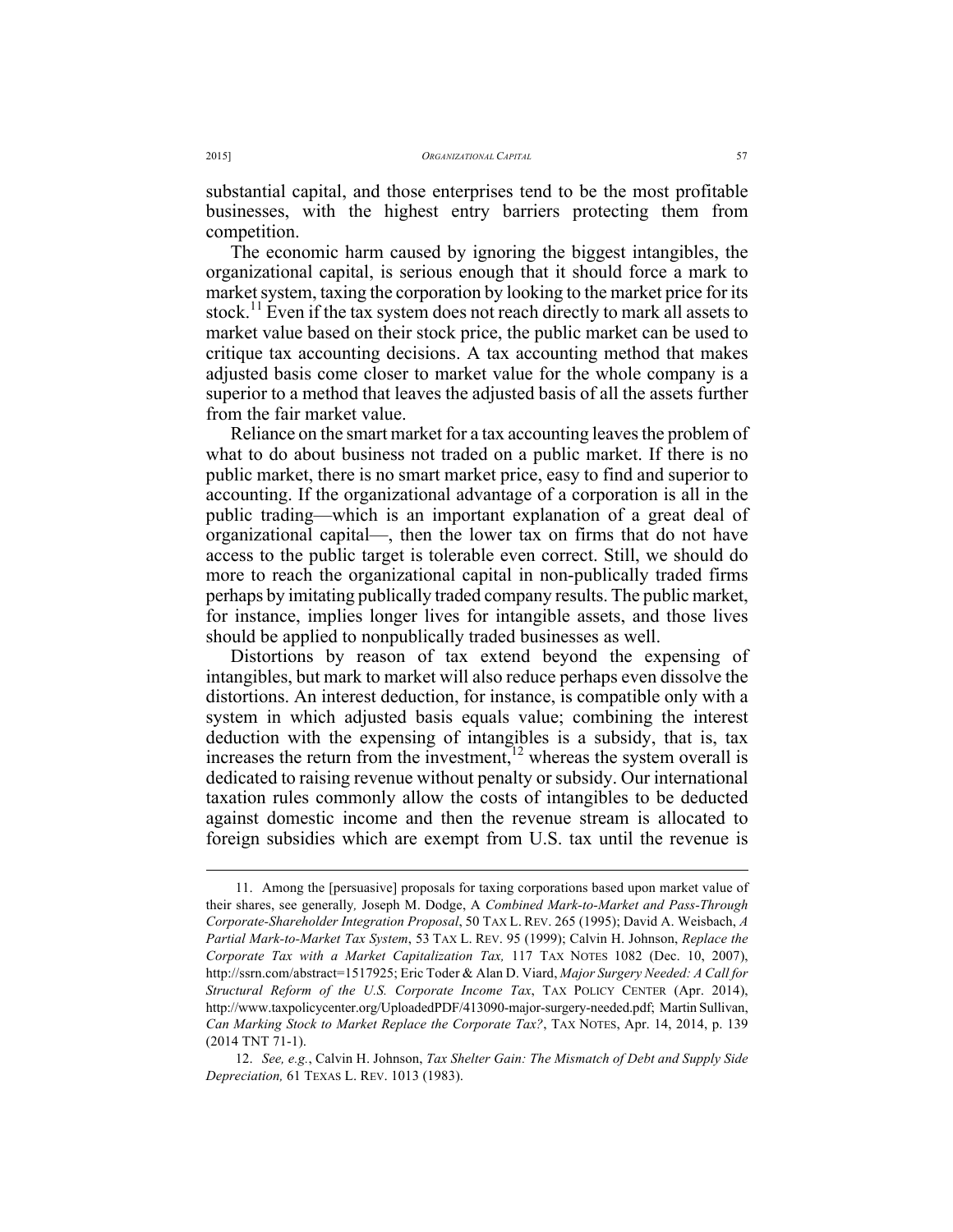substantial capital, and those enterprises tend to be the most profitable businesses, with the highest entry barriers protecting them from competition.

The economic harm caused by ignoring the biggest intangibles, the organizational capital, is serious enough that it should force a mark to market system, taxing the corporation by looking to the market price for its stock.[11] Even if the tax system does not reach directly to mark all assets to market value based on their stock price, the public market can be used to critique tax accounting decisions. A tax accounting method that makes adjusted basis come closer to market value for the whole company is a superior to a method that leaves the adjusted basis of all the assets further from the fair market value.

Reliance on the smart market for a tax accounting leaves the problem of what to do about business not traded on a public market. If there is no public market, there is no smart market price, easy to find and superior to accounting. If the organizational advantage of a corporation is all in the public trading—which is an important explanation of a great deal of organizational capital—, then the lower tax on firms that do not have access to the public target is tolerable even correct. Still, we should do more to reach the organizational capital in non-publically traded firms perhaps by imitating publically traded company results. The public market, for instance, implies longer lives for intangible assets, and those lives should be applied to nonpublically traded businesses as well.

Distortions by reason of tax extend beyond the expensing of intangibles, but mark to market will also reduce perhaps even dissolve the distortions. An interest deduction, for instance, is compatible only with a system in which adjusted basis equals value; combining the interest deduction with the expensing of intangibles is a subsidy, that is, tax increases the return from the investment,[12] whereas the system overall is dedicated to raising revenue without penalty or subsidy. Our international taxation rules commonly allow the costs of intangibles to be deducted against domestic income and then the revenue stream is allocated to foreign subsidies which are exempt from U.S. tax until the revenue is

---

11. Among the [persuasive] proposals for taxing corporations based upon market value of their shares, see generally, Joseph M. Dodge, A *Combined Mark-to-Market and Pass-Through Corporate-Shareholder Integration Proposal*, 50 TAX L. REV. 265 (1995); David A. Weisbach, *A Partial Mark-to-Market Tax System*, 53 TAX L. REV. 95 (1999); Calvin H. Johnson, *Replace the Corporate Tax with a Market Capitalization Tax,* 117 TAX NOTES 1082 (Dec. 10, 2007), http://ssrn.com/abstract=1517925; Eric Toder & Alan D. Viard, *Major Surgery Needed: A Call for Structural Reform of the U.S. Corporate Income Tax*, TAX POLICY CENTER (Apr. 2014), http://www.taxpolicycenter.org/UploadedPDF/413090-major-surgery-needed.pdf; Martin Sullivan, *Can Marking Stock to Market Replace the Corporate Tax?*, TAX NOTES, Apr. 14, 2014, p. 139 (2014 TNT 71-1).

12. *See, e.g.*, Calvin H. Johnson, *Tax Shelter Gain: The Mismatch of Debt and Supply Side Depreciation,* 61 TEXAS L. REV. 1013 (1983).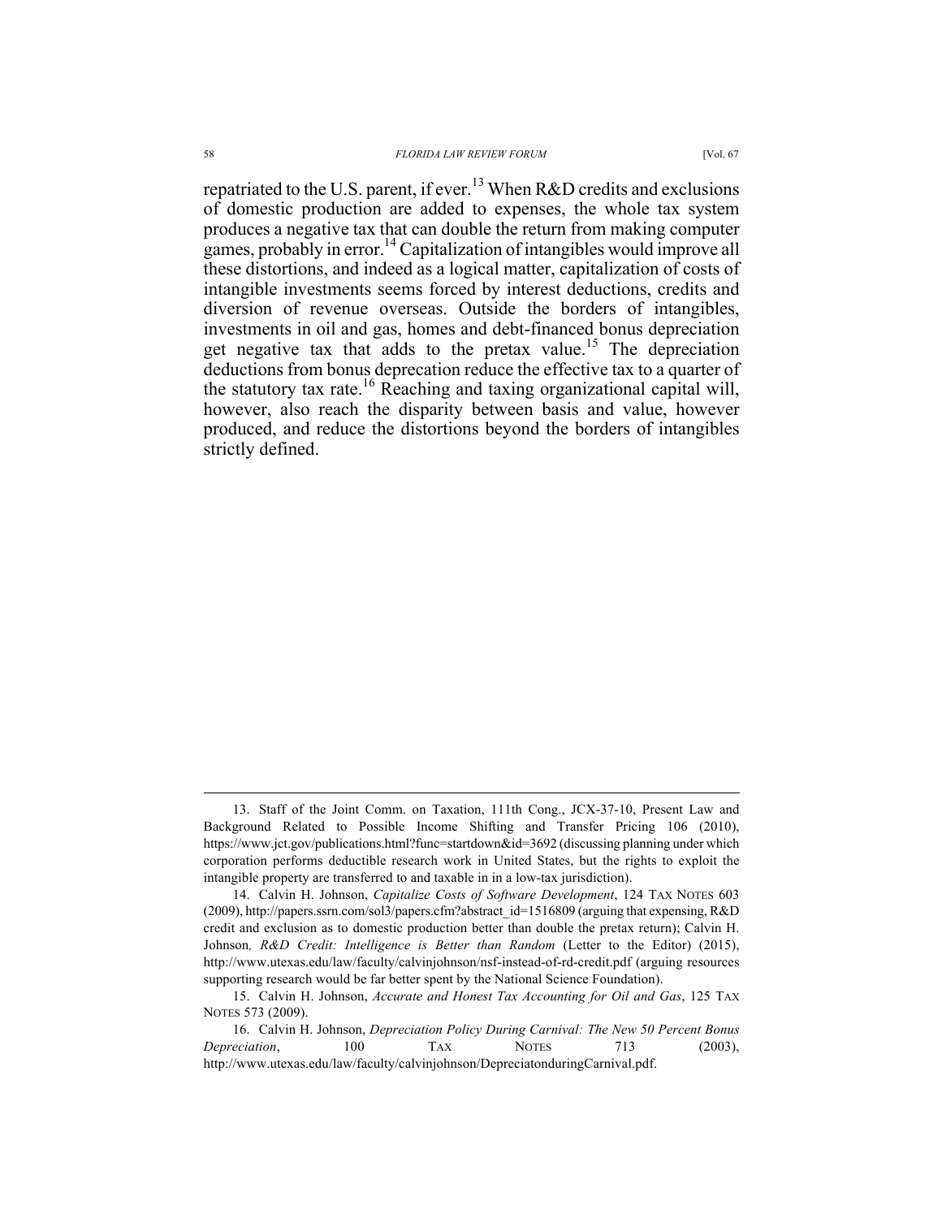repatriated to the U.S. parent, if ever.[13] When R&D credits and exclusions of domestic production are added to expenses, the whole tax system produces a negative tax that can double the return from making computer games, probably in error.[14] Capitalization of intangibles would improve all these distortions, and indeed as a logical matter, capitalization of costs of intangible investments seems forced by interest deductions, credits and diversion of revenue overseas. Outside the borders of intangibles, investments in oil and gas, homes and debt-financed bonus depreciation get negative tax that adds to the pretax value.[15] The depreciation deductions from bonus deprecation reduce the effective tax to a quarter of the statutory tax rate.[16] Reaching and taxing organizational capital will, however, also reach the disparity between basis and value, however produced, and reduce the distortions beyond the borders of intangibles strictly defined.

---

13. Staff of the Joint Comm. on Taxation, 111th Cong., JCX-37-10, Present Law and Background Related to Possible Income Shifting and Transfer Pricing 106 (2010), https://www.jct.gov/publications.html?func=startdown&id=3692 (discussing planning under which corporation performs deductible research work in United States, but the rights to exploit the intangible property are transferred to and taxable in in a low-tax jurisdiction).

14. Calvin H. Johnson, *Capitalize Costs of Software Development*, 124 TAX NOTES 603 (2009), http://papers.ssrn.com/sol3/papers.cfm?abstract_id=1516809 (arguing that expensing, R&D credit and exclusion as to domestic production better than double the pretax return); Calvin H. Johnson*, R&D Credit: Intelligence is Better than Random* (Letter to the Editor) (2015), http://www.utexas.edu/law/faculty/calvinjohnson/nsf-instead-of-rd-credit.pdf (arguing resources supporting research would be far better spent by the National Science Foundation).

15. Calvin H. Johnson, *Accurate and Honest Tax Accounting for Oil and Gas*, 125 TAX NOTES 573 (2009).

16. Calvin H. Johnson, *Depreciation Policy During Carnival: The New 50 Percent Bonus Depreciation*, 100 TAX NOTES 713 (2003), http://www.utexas.edu/law/faculty/calvinjohnson/DepreciatonduringCarnival.pdf.